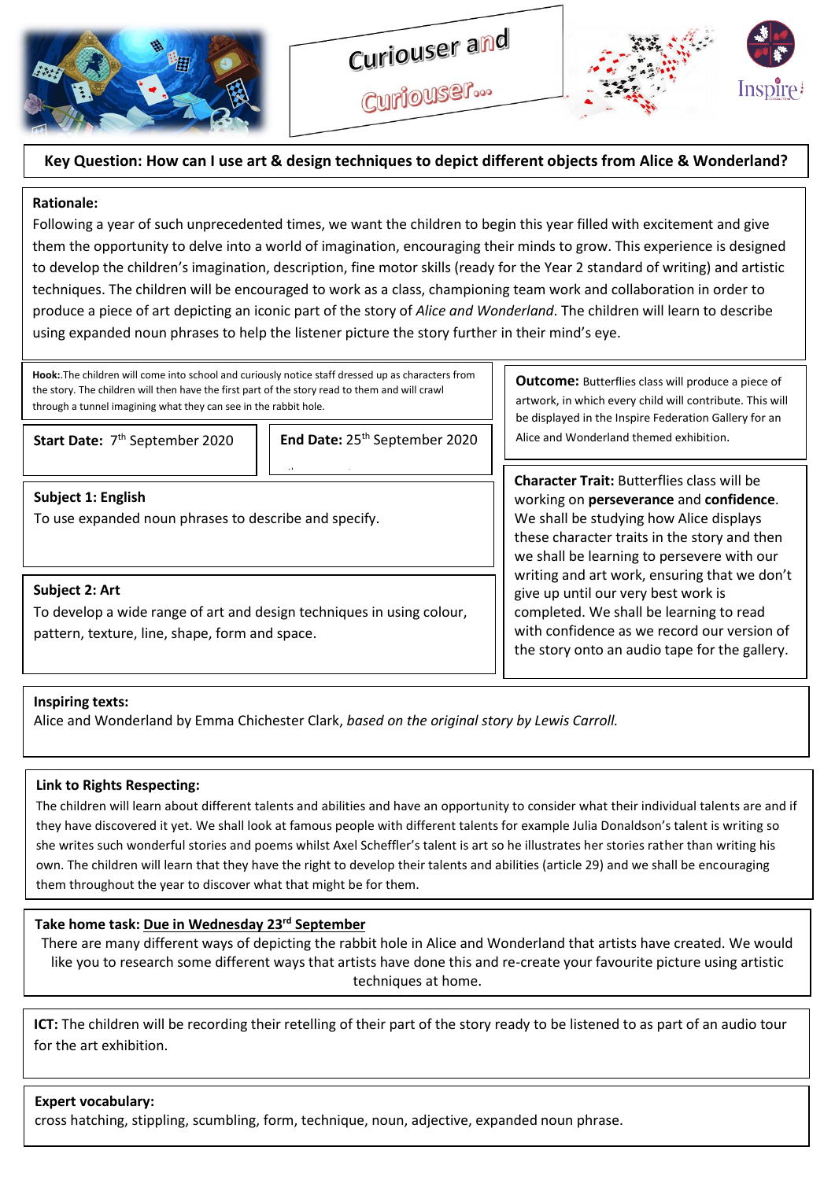# Curiouser and Curiouser...

Inspire

**Key Question: How can I use art & design techniques to depict different objects from Alice & Wonderland?**

**Rationale:**

Following a year of such unprecedented times, we want the children to begin this year filled with excitement and give them the opportunity to delve into a world of imagination, encouraging their minds to grow. This experience is designed to develop the children's imagination, description, fine motor skills (ready for the Year 2 standard of writing) and artistic techniques. The children will be encouraged to work as a class, championing team work and collaboration in order to produce a piece of art depicting an iconic part of the story of *Alice and Wonderland*. The children will learn to describe using expanded noun phrases to help the listener picture the story further in their mind's eye.

**Hook:**.The children will come into school and curiously notice staff dressed up as characters from the story. The children will then have the first part of the story read to them and will crawl through a tunnel imagining what they can see in the rabbit hole.

**Outcome:** Butterflies class will produce a piece of artwork, in which every child will contribute. This will be displayed in the Inspire Federation Gallery for an Alice and Wonderland themed exhibition.

**Start Date:** 7th September 2020

**End Date:** 25th September 2020

**Subject 1: English**

To use expanded noun phrases to describe and specify.

**Subject 2: Art**

To develop a wide range of art and design techniques in using colour, pattern, texture, line, shape, form and space.

**Character Trait:** Butterflies class will be working on **perseverance** and **confidence**. We shall be studying how Alice displays these character traits in the story and then we shall be learning to persevere with our writing and art work, ensuring that we don't give up until our very best work is completed. We shall be learning to read with confidence as we record our version of the story onto an audio tape for the gallery.

**Inspiring texts:**

Alice and Wonderland by Emma Chichester Clark, *based on the original story by Lewis Carroll.*

**Link to Rights Respecting:**

The children will learn about different talents and abilities and have an opportunity to consider what their individual talents are and if they have discovered it yet. We shall look at famous people with different talents for example Julia Donaldson's talent is writing so she writes such wonderful stories and poems whilst Axel Scheffler's talent is art so he illustrates her stories rather than writing his own. The children will learn that they have the right to develop their talents and abilities (article 29) and we shall be encouraging them throughout the year to discover what that might be for them.

**Take home task: Due in Wednesday 23rd September**

There are many different ways of depicting the rabbit hole in Alice and Wonderland that artists have created. We would like you to research some different ways that artists have done this and re-create your favourite picture using artistic techniques at home.

**ICT:** The children will be recording their retelling of their part of the story ready to be listened to as part of an audio tour for the art exhibition.

**Expert vocabulary:**

cross hatching, stippling, scumbling, form, technique, noun, adjective, expanded noun phrase.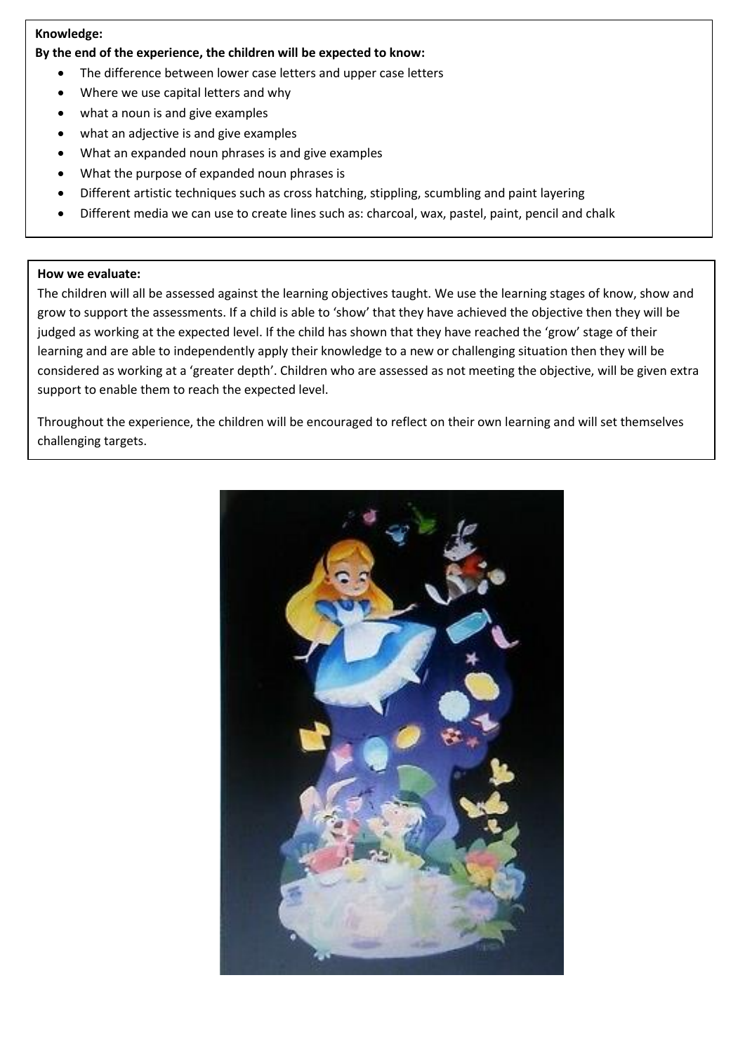**Knowledge:**

**By the end of the experience, the children will be expected to know:**

- The difference between lower case letters and upper case letters
- Where we use capital letters and why
- what a noun is and give examples
- what an adjective is and give examples
- What an expanded noun phrases is and give examples
- What the purpose of expanded noun phrases is
- Different artistic techniques such as cross hatching, stippling, scumbling and paint layering
- Different media we can use to create lines such as: charcoal, wax, pastel, paint, pencil and chalk

**How we evaluate:**

The children will all be assessed against the learning objectives taught. We use the learning stages of know, show and grow to support the assessments. If a child is able to 'show' that they have achieved the objective then they will be judged as working at the expected level. If the child has shown that they have reached the 'grow' stage of their learning and are able to independently apply their knowledge to a new or challenging situation then they will be considered as working at a 'greater depth'. Children who are assessed as not meeting the objective, will be given extra support to enable them to reach the expected level.

Throughout the experience, the children will be encouraged to reflect on their own learning and will set themselves challenging targets.